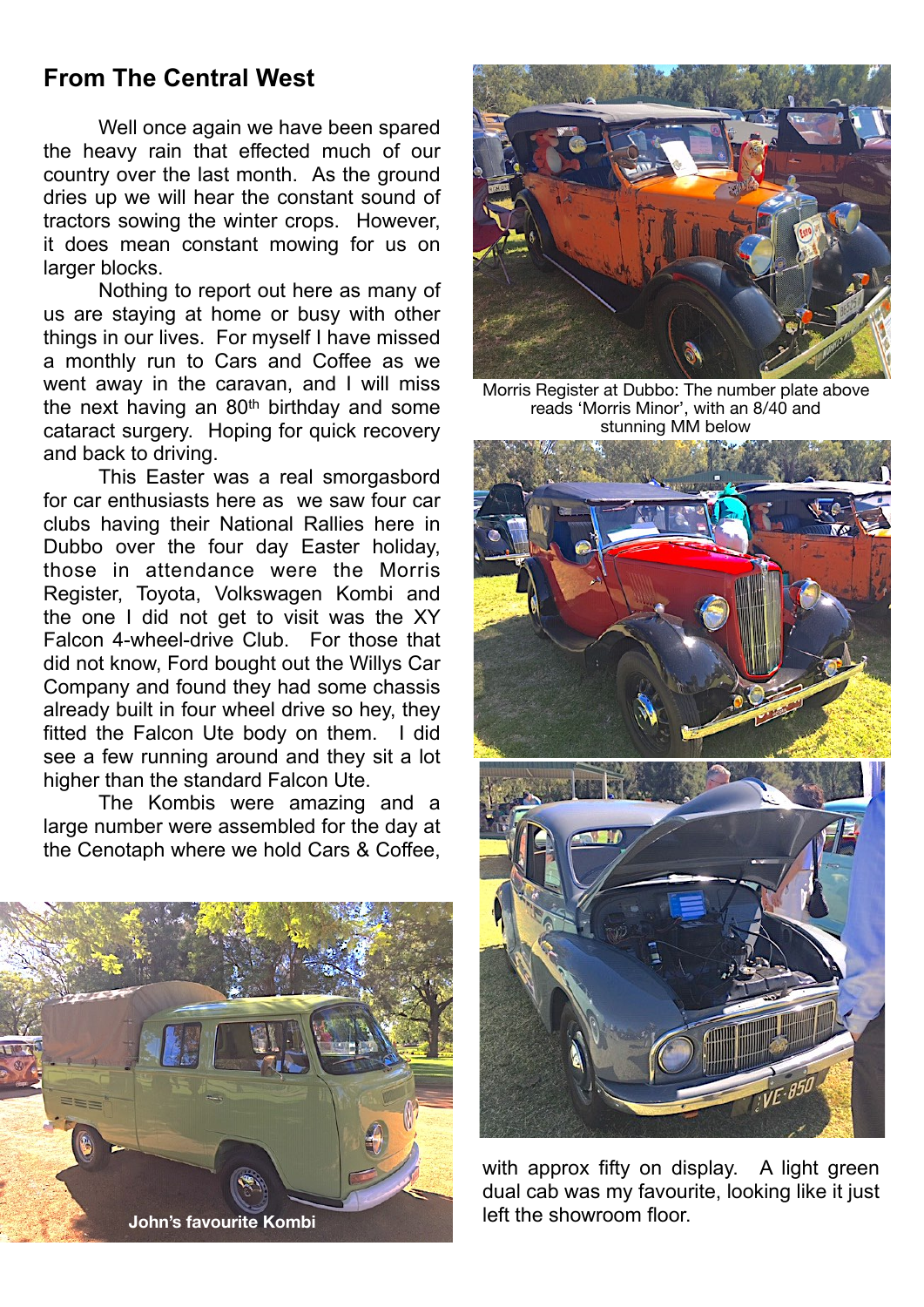## From The Central West

Well once again we have been spared the heavy rain that effected much of our country over the last month. As the ground dries up we will hear the constant sound of tractors sowing the winter crops. However, it does mean constant mowing for us on larger blocks.

Nothing to report out here as many of us are staying at home or busy with other things in our lives. For myself I have missed a monthly run to Cars and Coffee as we went away in the caravan, and I will miss the next having an 80th birthday and some cataract surgery. Hoping for quick recovery and back to driving.

This Easter was a real smorgasbord for car enthusiasts here as we saw four car clubs having their National Rallies here in Dubbo over the four day Easter holiday, those in attendance were the Morris Register, Toyota, Volkswagen Kombi and the one I did not get to visit was the XY Falcon 4-wheel-drive Club. For those that did not know, Ford bought out the Willys Car Company and found they had some chassis already built in four wheel drive so hey, they fitted the Falcon Ute body on them. I did see a few running around and they sit a lot higher than the standard Falcon Ute.

The Kombis were amazing and a large number were assembled for the day at the Cenotaph where we hold Cars & Coffee, with approx fifty on display. A light green dual cab was my favourite, looking like it just left the showroom floor.

**John's favourite Kombi**

Morris Register at Dubbo: The number plate above reads 'Morris Minor', with an 8/40 and stunning MM below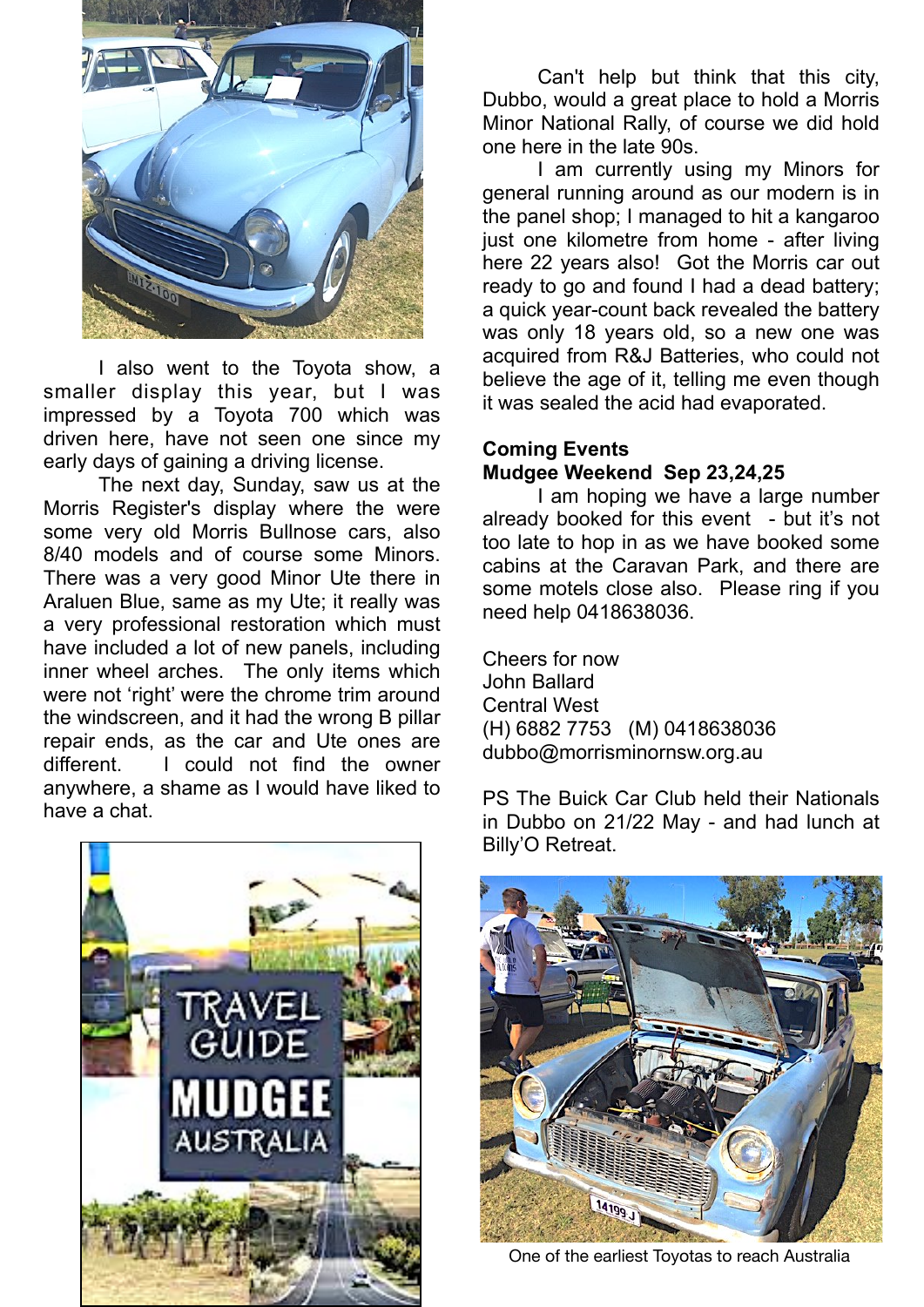I also went to the Toyota show, a smaller display this year, but I was impressed by a Toyota 700 which was driven here, have not seen one since my early days of gaining a driving license.

The next day, Sunday, saw us at the Morris Register's display where the were some very old Morris Bullnose cars, also 8/40 models and of course some Minors. There was a very good Minor Ute there in Araluen Blue, same as my Ute; it really was a very professional restoration which must have included a lot of new panels, including inner wheel arches. The only items which were not 'right' were the chrome trim around the windscreen, and it had the wrong B pillar repair ends, as the car and Ute ones are different. I could not find the owner anywhere, a shame as I would have liked to have a chat.

Can't help but think that this city, Dubbo, would a great place to hold a Morris Minor National Rally, of course we did hold one here in the late 90s.

I am currently using my Minors for general running around as our modern is in the panel shop; I managed to hit a kangaroo just one kilometre from home - after living here 22 years also! Got the Morris car out ready to go and found I had a dead battery; a quick year-count back revealed the battery was only 18 years old, so a new one was acquired from R&J Batteries, who could not believe the age of it, telling me even though it was sealed the acid had evaporated.

**Coming Events**
**Mudgee Weekend Sep 23,24,25**

I am hoping we have a large number already booked for this event - but it's not too late to hop in as we have booked some cabins at the Caravan Park, and there are some motels close also. Please ring if you need help 0418638036.

Cheers for now
John Ballard
Central West
(H) 6882 7753 (M) 0418638036
dubbo@morrisminornsw.org.au

PS The Buick Car Club held their Nationals in Dubbo on 21/22 May - and had lunch at Billy'O Retreat.

One of the earliest Toyotas to reach Australia